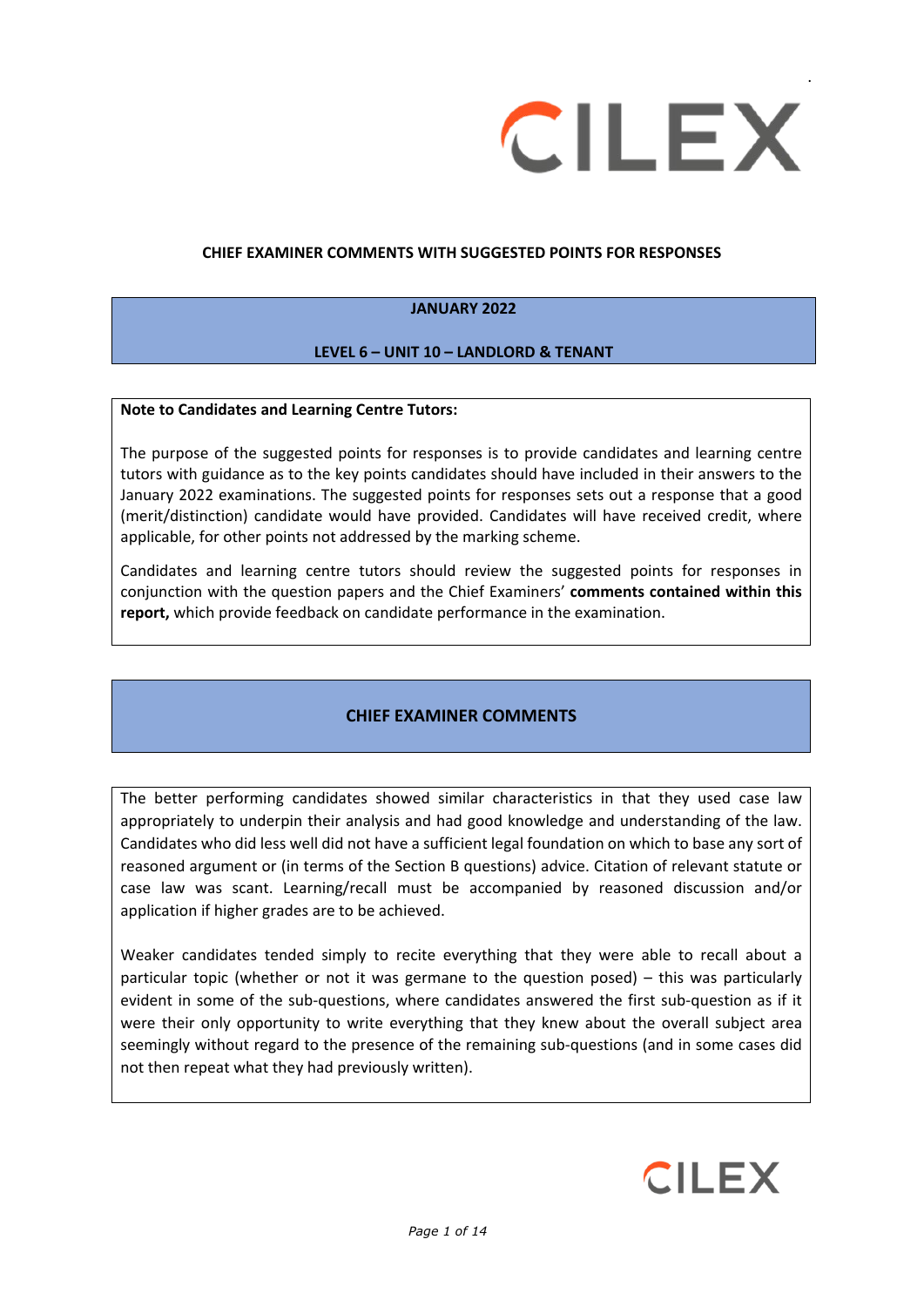**CHIEF EXAMINER COMMENTS WITH SUGGESTED POINTS FOR RESPONSES**

**JANUARY 2022**

**LEVEL 6 – UNIT 10 – LANDLORD & TENANT**

**Note to Candidates and Learning Centre Tutors:**

The purpose of the suggested points for responses is to provide candidates and learning centre tutors with guidance as to the key points candidates should have included in their answers to the January 2022 examinations. The suggested points for responses sets out a response that a good (merit/distinction) candidate would have provided. Candidates will have received credit, where applicable, for other points not addressed by the marking scheme.

Candidates and learning centre tutors should review the suggested points for responses in conjunction with the question papers and the Chief Examiners' **comments contained within this report,** which provide feedback on candidate performance in the examination.

## CHIEF EXAMINER COMMENTS

The better performing candidates showed similar characteristics in that they used case law appropriately to underpin their analysis and had good knowledge and understanding of the law. Candidates who did less well did not have a sufficient legal foundation on which to base any sort of reasoned argument or (in terms of the Section B questions) advice. Citation of relevant statute or case law was scant. Learning/recall must be accompanied by reasoned discussion and/or application if higher grades are to be achieved.

Weaker candidates tended simply to recite everything that they were able to recall about a particular topic (whether or not it was germane to the question posed) – this was particularly evident in some of the sub-questions, where candidates answered the first sub-question as if it were their only opportunity to write everything that they knew about the overall subject area seemingly without regard to the presence of the remaining sub-questions (and in some cases did not then repeat what they had previously written).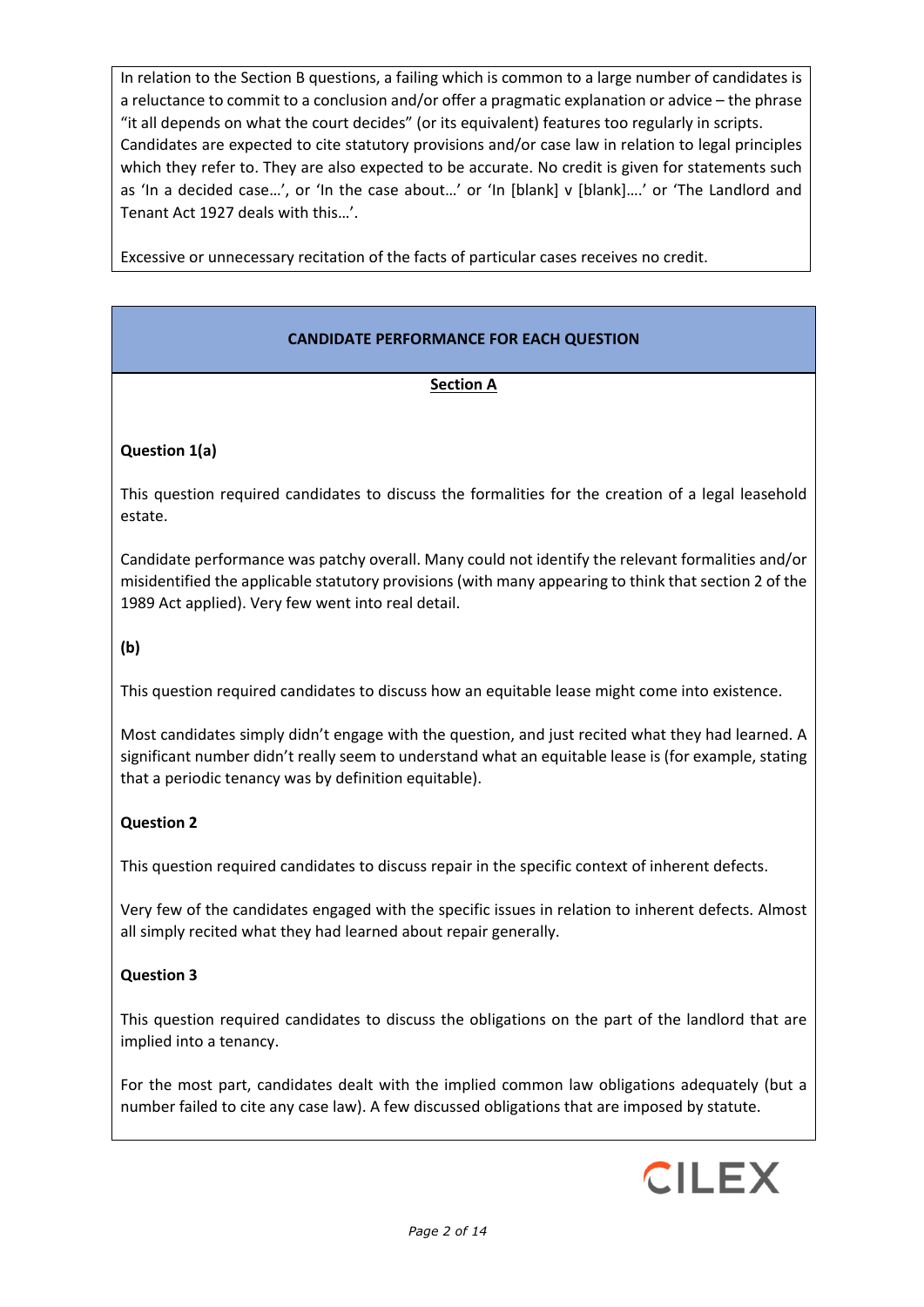In relation to the Section B questions, a failing which is common to a large number of candidates is a reluctance to commit to a conclusion and/or offer a pragmatic explanation or advice – the phrase "it all depends on what the court decides" (or its equivalent) features too regularly in scripts. Candidates are expected to cite statutory provisions and/or case law in relation to legal principles which they refer to. They are also expected to be accurate. No credit is given for statements such as 'In a decided case…', or 'In the case about…' or 'In [blank] v [blank]….' or 'The Landlord and Tenant Act 1927 deals with this…'.

Excessive or unnecessary recitation of the facts of particular cases receives no credit.

## CANDIDATE PERFORMANCE FOR EACH QUESTION

### Section A

**Question 1(a)**

This question required candidates to discuss the formalities for the creation of a legal leasehold estate.

Candidate performance was patchy overall. Many could not identify the relevant formalities and/or misidentified the applicable statutory provisions (with many appearing to think that section 2 of the 1989 Act applied). Very few went into real detail.

**(b)**

This question required candidates to discuss how an equitable lease might come into existence.

Most candidates simply didn't engage with the question, and just recited what they had learned. A significant number didn't really seem to understand what an equitable lease is (for example, stating that a periodic tenancy was by definition equitable).

**Question 2**

This question required candidates to discuss repair in the specific context of inherent defects.

Very few of the candidates engaged with the specific issues in relation to inherent defects. Almost all simply recited what they had learned about repair generally.

**Question 3**

This question required candidates to discuss the obligations on the part of the landlord that are implied into a tenancy.

For the most part, candidates dealt with the implied common law obligations adequately (but a number failed to cite any case law). A few discussed obligations that are imposed by statute.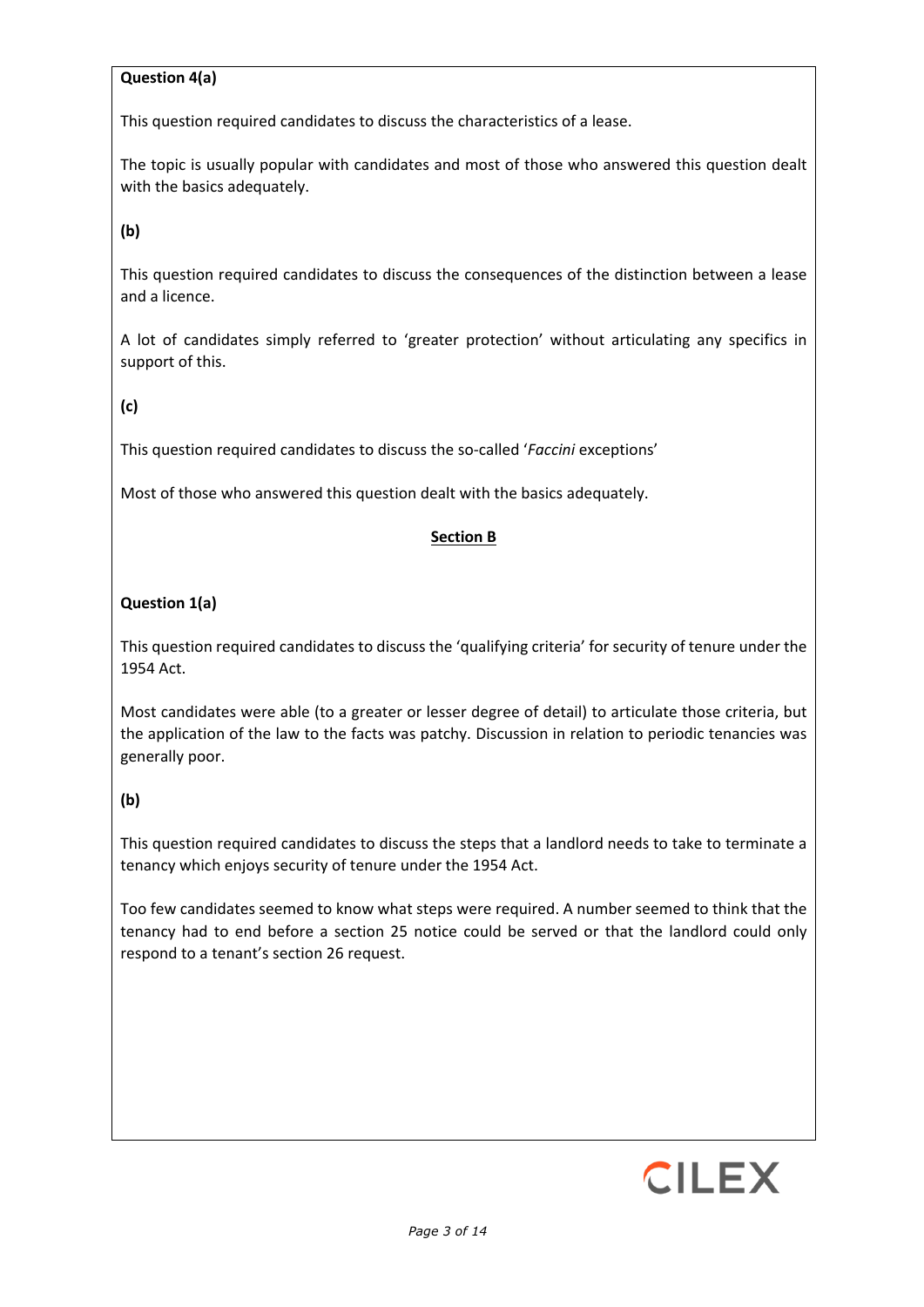**Question 4(a)**

This question required candidates to discuss the characteristics of a lease.

The topic is usually popular with candidates and most of those who answered this question dealt with the basics adequately.

**(b)**

This question required candidates to discuss the consequences of the distinction between a lease and a licence.

A lot of candidates simply referred to 'greater protection' without articulating any specifics in support of this.

**(c)**

This question required candidates to discuss the so-called '*Faccini* exceptions'

Most of those who answered this question dealt with the basics adequately.

## Section B

**Question 1(a)**

This question required candidates to discuss the 'qualifying criteria' for security of tenure under the 1954 Act.

Most candidates were able (to a greater or lesser degree of detail) to articulate those criteria, but the application of the law to the facts was patchy. Discussion in relation to periodic tenancies was generally poor.

**(b)**

This question required candidates to discuss the steps that a landlord needs to take to terminate a tenancy which enjoys security of tenure under the 1954 Act.

Too few candidates seemed to know what steps were required. A number seemed to think that the tenancy had to end before a section 25 notice could be served or that the landlord could only respond to a tenant's section 26 request.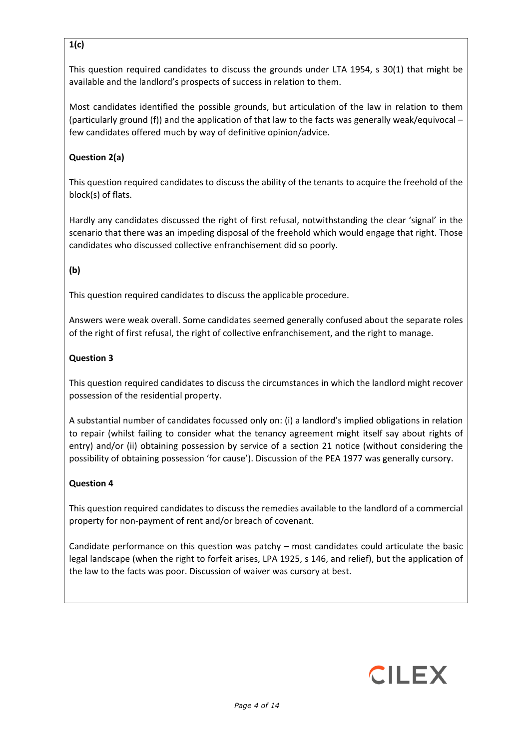**1(c)**

This question required candidates to discuss the grounds under LTA 1954, s 30(1) that might be available and the landlord's prospects of success in relation to them.

Most candidates identified the possible grounds, but articulation of the law in relation to them (particularly ground (f)) and the application of that law to the facts was generally weak/equivocal – few candidates offered much by way of definitive opinion/advice.

**Question 2(a)**

This question required candidates to discuss the ability of the tenants to acquire the freehold of the block(s) of flats.

Hardly any candidates discussed the right of first refusal, notwithstanding the clear 'signal' in the scenario that there was an impeding disposal of the freehold which would engage that right. Those candidates who discussed collective enfranchisement did so poorly.

**(b)**

This question required candidates to discuss the applicable procedure.

Answers were weak overall. Some candidates seemed generally confused about the separate roles of the right of first refusal, the right of collective enfranchisement, and the right to manage.

**Question 3**

This question required candidates to discuss the circumstances in which the landlord might recover possession of the residential property.

A substantial number of candidates focussed only on: (i) a landlord's implied obligations in relation to repair (whilst failing to consider what the tenancy agreement might itself say about rights of entry) and/or (ii) obtaining possession by service of a section 21 notice (without considering the possibility of obtaining possession 'for cause'). Discussion of the PEA 1977 was generally cursory.

**Question 4**

This question required candidates to discuss the remedies available to the landlord of a commercial property for non-payment of rent and/or breach of covenant.

Candidate performance on this question was patchy – most candidates could articulate the basic legal landscape (when the right to forfeit arises, LPA 1925, s 146, and relief), but the application of the law to the facts was poor. Discussion of waiver was cursory at best.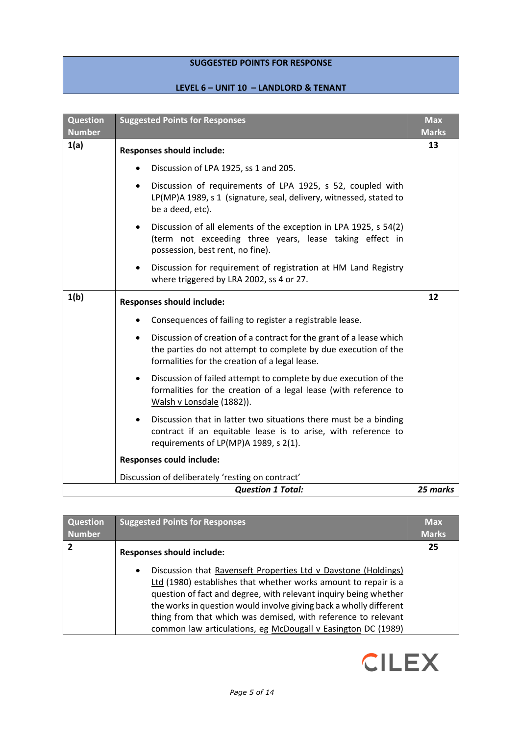**SUGGESTED POINTS FOR RESPONSE**

**LEVEL 6 – UNIT 10 – LANDLORD & TENANT**

| Question Number | Suggested Points for Responses | Max Marks |
|---|---|---|
| **1(a)** | **Responses should include:**<br>• Discussion of LPA 1925, ss 1 and 205.<br>• Discussion of requirements of LPA 1925, s 52, coupled with LP(MP)A 1989, s 1 (signature, seal, delivery, witnessed, stated to be a deed, etc).<br>• Discussion of all elements of the exception in LPA 1925, s 54(2) (term not exceeding three years, lease taking effect in possession, best rent, no fine).<br>• Discussion for requirement of registration at HM Land Registry where triggered by LRA 2002, ss 4 or 27. | **13** |
| **1(b)** | **Responses should include:**<br>• Consequences of failing to register a registrable lease.<br>• Discussion of creation of a contract for the grant of a lease which the parties do not attempt to complete by due execution of the formalities for the creation of a legal lease.<br>• Discussion of failed attempt to complete by due execution of the formalities for the creation of a legal lease (with reference to Walsh v Lonsdale (1882)).<br>• Discussion that in latter two situations there must be a binding contract if an equitable lease is to arise, with reference to requirements of LP(MP)A 1989, s 2(1).<br>**Responses could include:**<br>Discussion of deliberately 'resting on contract' | **12** |
| | ***Question 1 Total:*** | ***25 marks*** |

| Question Number | Suggested Points for Responses | Max Marks |
|---|---|---|
| **2** | **Responses should include:**<br>• Discussion that Ravenseft Properties Ltd v Davstone (Holdings) Ltd (1980) establishes that whether works amount to repair is a question of fact and degree, with relevant inquiry being whether the works in question would involve giving back a wholly different thing from that which was demised, with reference to relevant common law articulations, eg McDougall v Easington DC (1989) | **25** |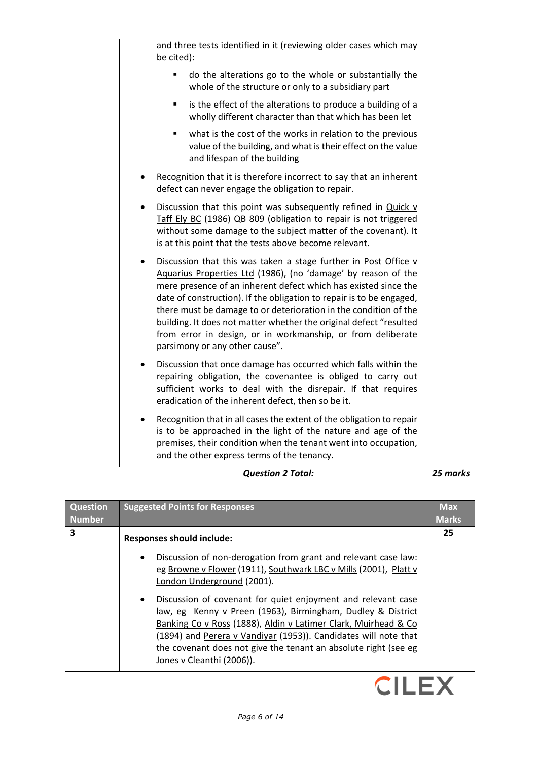| | | |
|---|---|---|
| | and three tests identified in it (reviewing older cases which may be cited):<br>▪ do the alterations go to the whole or substantially the whole of the structure or only to a subsidiary part<br>▪ is the effect of the alterations to produce a building of a wholly different character than that which has been let<br>▪ what is the cost of the works in relation to the previous value of the building, and what is their effect on the value and lifespan of the building<br>• Recognition that it is therefore incorrect to say that an inherent defect can never engage the obligation to repair.<br>• Discussion that this point was subsequently refined in Quick v Taff Ely BC (1986) QB 809 (obligation to repair is not triggered without some damage to the subject matter of the covenant). It is at this point that the tests above become relevant.<br>• Discussion that this was taken a stage further in Post Office v Aquarius Properties Ltd (1986), (no 'damage' by reason of the mere presence of an inherent defect which has existed since the date of construction). If the obligation to repair is to be engaged, there must be damage to or deterioration in the condition of the building. It does not matter whether the original defect "resulted from error in design, or in workmanship, or from deliberate parsimony or any other cause".<br>• Discussion that once damage has occurred which falls within the repairing obligation, the covenantee is obliged to carry out sufficient works to deal with the disrepair. If that requires eradication of the inherent defect, then so be it.<br>• Recognition that in all cases the extent of the obligation to repair is to be approached in the light of the nature and age of the premises, their condition when the tenant went into occupation, and the other express terms of the tenancy. | |
| | ***Question 2 Total:*** | ***25 marks*** |

| Question Number | Suggested Points for Responses | Max Marks |
|---|---|---|
| 3 | **Responses should include:**<br>• Discussion of non-derogation from grant and relevant case law: eg Browne v Flower (1911), Southwark LBC v Mills (2001), Platt v London Underground (2001).<br>• Discussion of covenant for quiet enjoyment and relevant case law, eg Kenny v Preen (1963), Birmingham, Dudley & District Banking Co v Ross (1888), Aldin v Latimer Clark, Muirhead & Co (1894) and Perera v Vandiyar (1953)). Candidates will note that the covenant does not give the tenant an absolute right (see eg Jones v Cleanthi (2006)). | 25 |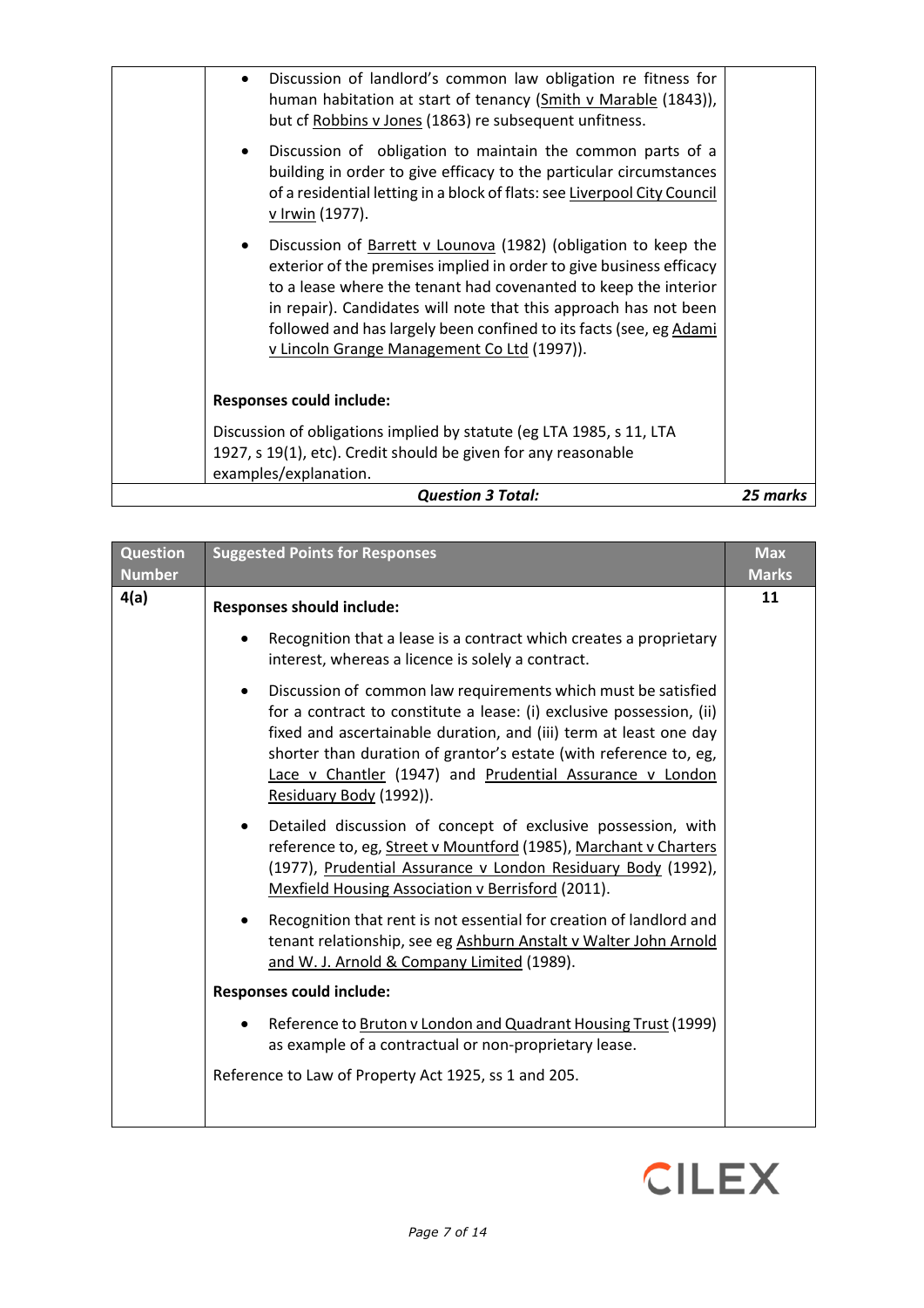| | | |
|---|---|---|
| | • Discussion of landlord's common law obligation re fitness for human habitation at start of tenancy (Smith v Marable (1843)), but cf Robbins v Jones (1863) re subsequent unfitness.<br><br>• Discussion of obligation to maintain the common parts of a building in order to give efficacy to the particular circumstances of a residential letting in a block of flats: see Liverpool City Council v Irwin (1977).<br><br>• Discussion of Barrett v Lounova (1982) (obligation to keep the exterior of the premises implied in order to give business efficacy to a lease where the tenant had covenanted to keep the interior in repair). Candidates will note that this approach has not been followed and has largely been confined to its facts (see, eg Adami v Lincoln Grange Management Co Ltd (1997)).<br><br>**Responses could include:**<br><br>Discussion of obligations implied by statute (eg LTA 1985, s 11, LTA 1927, s 19(1), etc). Credit should be given for any reasonable examples/explanation. | |
| | ***Question 3 Total:*** | ***25 marks*** |

| Question Number | Suggested Points for Responses | Max Marks |
|---|---|---|
| **4(a)** | **Responses should include:**<br><br>• Recognition that a lease is a contract which creates a proprietary interest, whereas a licence is solely a contract.<br><br>• Discussion of common law requirements which must be satisfied for a contract to constitute a lease: (i) exclusive possession, (ii) fixed and ascertainable duration, and (iii) term at least one day shorter than duration of grantor's estate (with reference to, eg, Lace v Chantler (1947) and Prudential Assurance v London Residuary Body (1992)).<br><br>• Detailed discussion of concept of exclusive possession, with reference to, eg, Street v Mountford (1985), Marchant v Charters (1977), Prudential Assurance v London Residuary Body (1992), Mexfield Housing Association v Berrisford (2011).<br><br>• Recognition that rent is not essential for creation of landlord and tenant relationship, see eg Ashburn Anstalt v Walter John Arnold and W. J. Arnold & Company Limited (1989).<br><br>**Responses could include:**<br><br>• Reference to Bruton v London and Quadrant Housing Trust (1999) as example of a contractual or non-proprietary lease.<br><br>Reference to Law of Property Act 1925, ss 1 and 205. | **11** |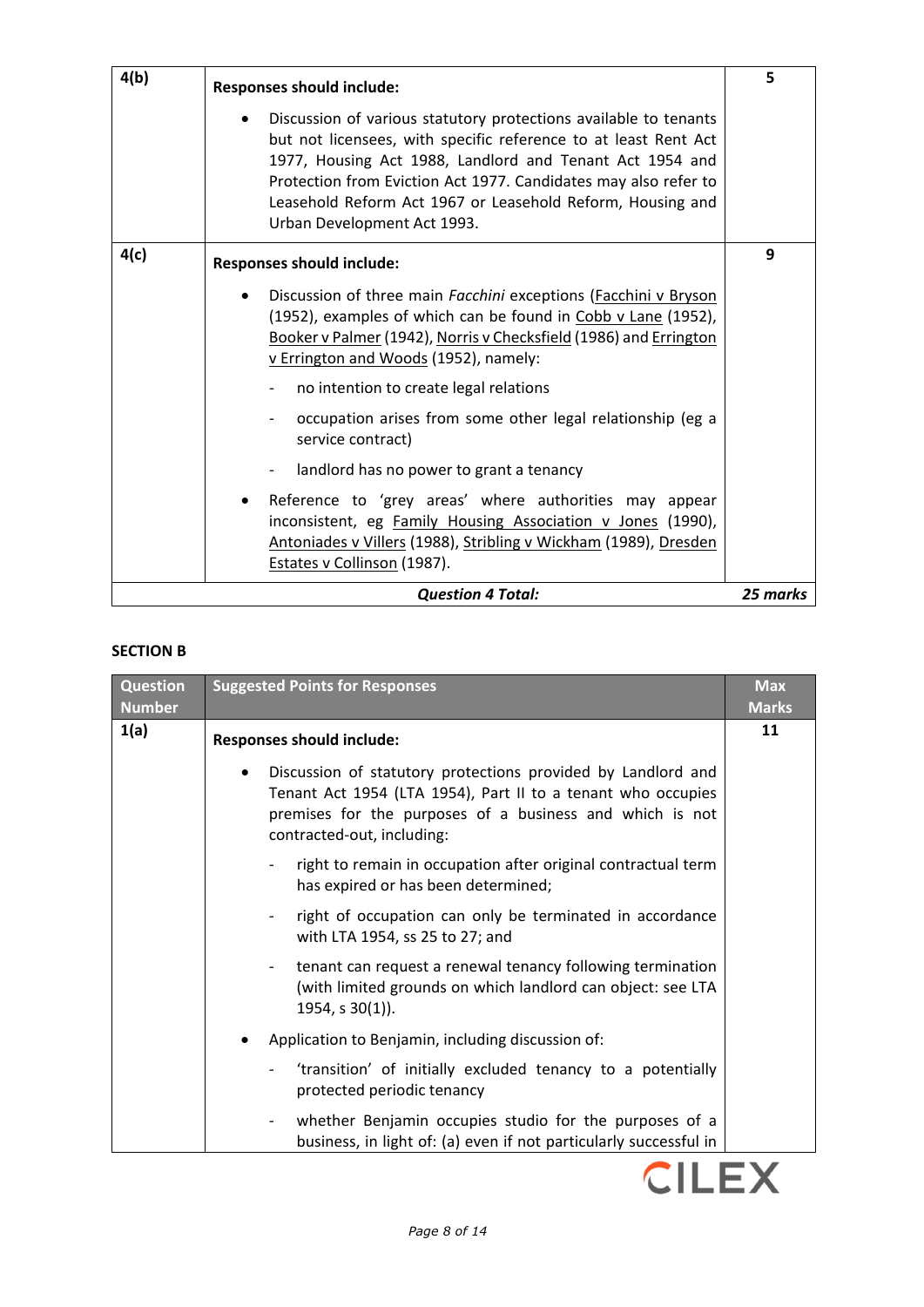| | | |
|---|---|---|
| 4(b) | **Responses should include:**<br><br>• Discussion of various statutory protections available to tenants but not licensees, with specific reference to at least Rent Act 1977, Housing Act 1988, Landlord and Tenant Act 1954 and Protection from Eviction Act 1977. Candidates may also refer to Leasehold Reform Act 1967 or Leasehold Reform, Housing and Urban Development Act 1993. | 5 |
| 4(c) | **Responses should include:**<br><br>• Discussion of three main *Facchini* exceptions (Facchini v Bryson (1952), examples of which can be found in Cobb v Lane (1952), Booker v Palmer (1942), Norris v Checksfield (1986) and Errington v Errington and Woods (1952), namely:<br><br>- no intention to create legal relations<br><br>- occupation arises from some other legal relationship (eg a service contract)<br><br>- landlord has no power to grant a tenancy<br><br>• Reference to 'grey areas' where authorities may appear inconsistent, eg Family Housing Association v Jones (1990), Antoniades v Villers (1988), Stribling v Wickham (1989), Dresden Estates v Collinson (1987). | 9 |
| | ***Question 4 Total:*** | ***25 marks*** |

**SECTION B**

| Question Number | Suggested Points for Responses | Max Marks |
|---|---|---|
| 1(a) | **Responses should include:**<br><br>• Discussion of statutory protections provided by Landlord and Tenant Act 1954 (LTA 1954), Part II to a tenant who occupies premises for the purposes of a business and which is not contracted-out, including:<br><br>- right to remain in occupation after original contractual term has expired or has been determined;<br><br>- right of occupation can only be terminated in accordance with LTA 1954, ss 25 to 27; and<br><br>- tenant can request a renewal tenancy following termination (with limited grounds on which landlord can object: see LTA 1954, s 30(1)).<br><br>• Application to Benjamin, including discussion of:<br><br>- 'transition' of initially excluded tenancy to a potentially protected periodic tenancy<br><br>- whether Benjamin occupies studio for the purposes of a business, in light of: (a) even if not particularly successful in | 11 |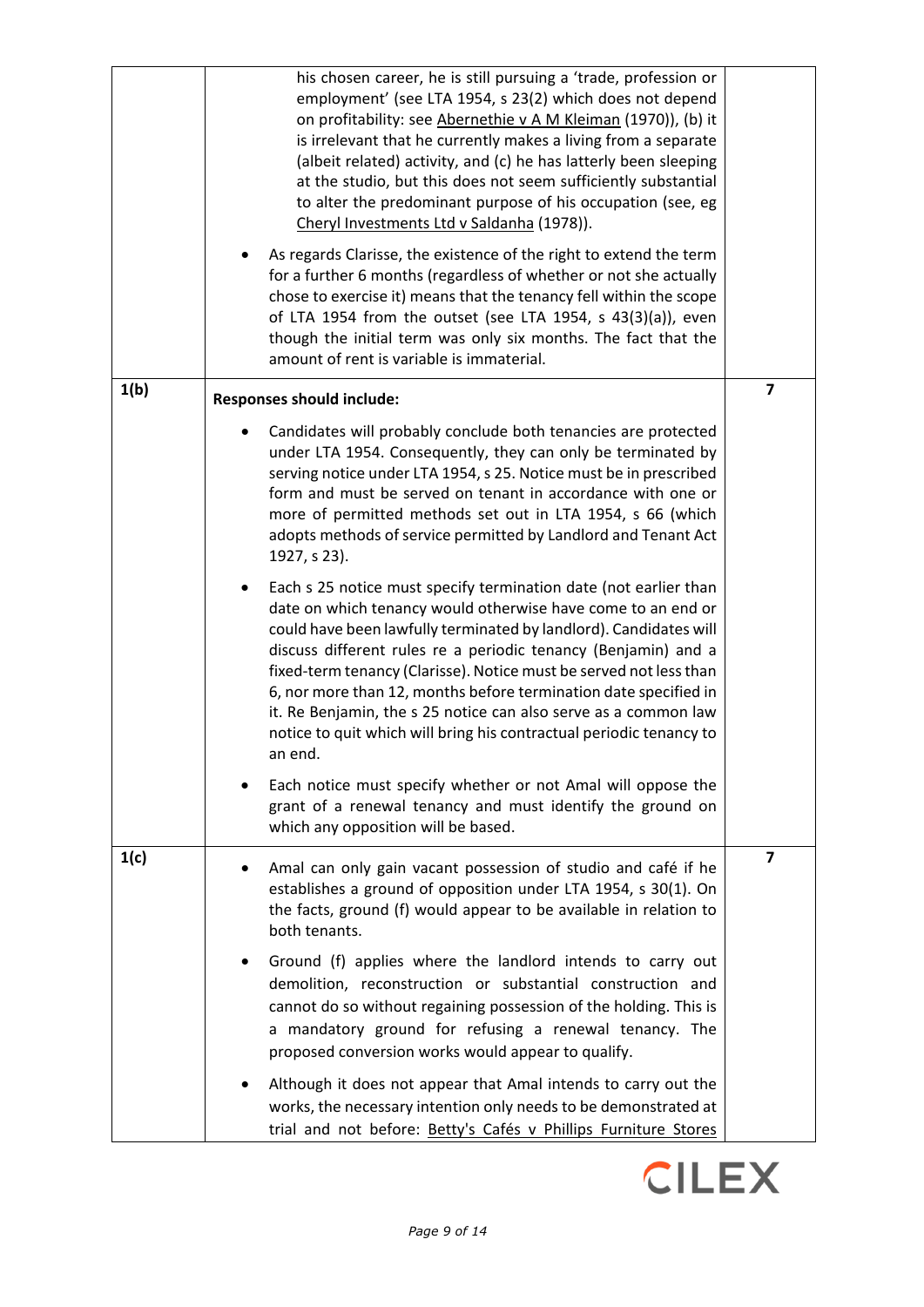| | | |
|---|---|---|
| | his chosen career, he is still pursuing a 'trade, profession or employment' (see LTA 1954, s 23(2) which does not depend on profitability: see <u>Abernethie v A M Kleiman</u> (1970)), (b) it is irrelevant that he currently makes a living from a separate (albeit related) activity, and (c) he has latterly been sleeping at the studio, but this does not seem sufficiently substantial to alter the predominant purpose of his occupation (see, eg <u>Cheryl Investments Ltd v Saldanha</u> (1978)).<br><br>• As regards Clarisse, the existence of the right to extend the term for a further 6 months (regardless of whether or not she actually chose to exercise it) means that the tenancy fell within the scope of LTA 1954 from the outset (see LTA 1954, s 43(3)(a)), even though the initial term was only six months. The fact that the amount of rent is variable is immaterial. | |
| 1(b) | **Responses should include:**<br><br>• Candidates will probably conclude both tenancies are protected under LTA 1954. Consequently, they can only be terminated by serving notice under LTA 1954, s 25. Notice must be in prescribed form and must be served on tenant in accordance with one or more of permitted methods set out in LTA 1954, s 66 (which adopts methods of service permitted by Landlord and Tenant Act 1927, s 23).<br><br>• Each s 25 notice must specify termination date (not earlier than date on which tenancy would otherwise have come to an end or could have been lawfully terminated by landlord). Candidates will discuss different rules re a periodic tenancy (Benjamin) and a fixed-term tenancy (Clarisse). Notice must be served not less than 6, nor more than 12, months before termination date specified in it. Re Benjamin, the s 25 notice can also serve as a common law notice to quit which will bring his contractual periodic tenancy to an end.<br><br>• Each notice must specify whether or not Amal will oppose the grant of a renewal tenancy and must identify the ground on which any opposition will be based. | 7 |
| 1(c) | • Amal can only gain vacant possession of studio and café if he establishes a ground of opposition under LTA 1954, s 30(1). On the facts, ground (f) would appear to be available in relation to both tenants.<br><br>• Ground (f) applies where the landlord intends to carry out demolition, reconstruction or substantial construction and cannot do so without regaining possession of the holding. This is a mandatory ground for refusing a renewal tenancy. The proposed conversion works would appear to qualify.<br><br>• Although it does not appear that Amal intends to carry out the works, the necessary intention only needs to be demonstrated at trial and not before: <u>Betty's Cafés v Phillips Furniture Stores</u> | 7 |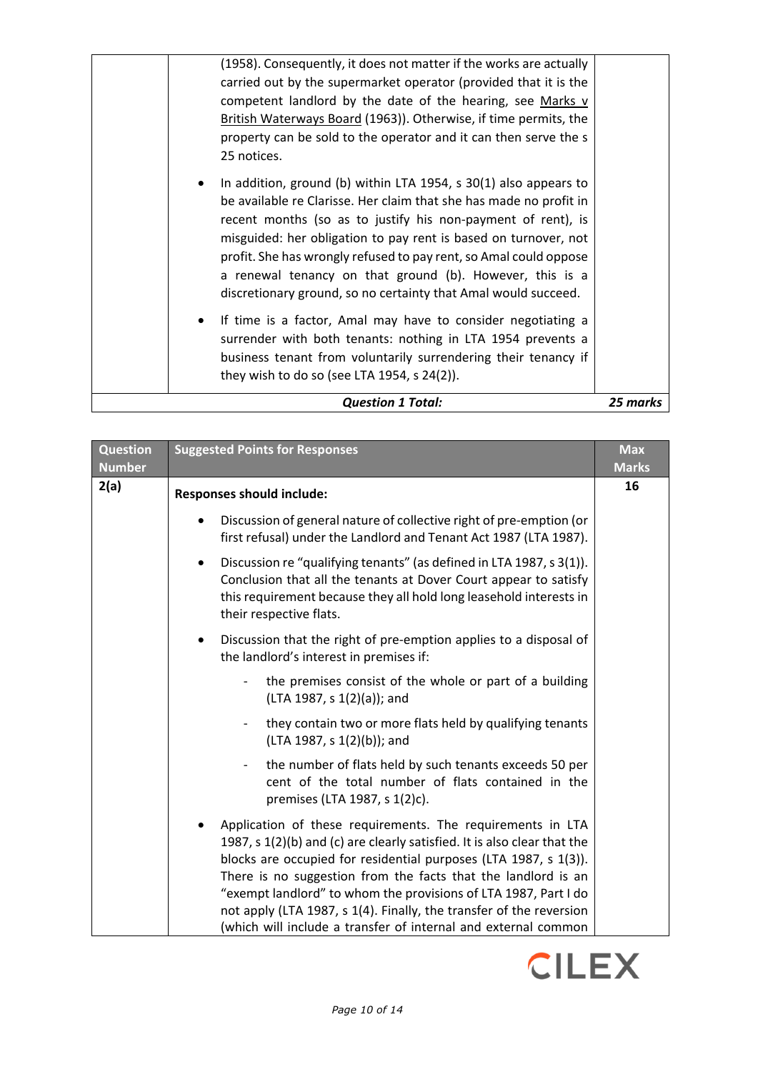| | | |
|---|---|---|
| | (1958). Consequently, it does not matter if the works are actually carried out by the supermarket operator (provided that it is the competent landlord by the date of the hearing, see <u>Marks v British Waterways Board</u> (1963)). Otherwise, if time permits, the property can be sold to the operator and it can then serve the s 25 notices.<br><br>• In addition, ground (b) within LTA 1954, s 30(1) also appears to be available re Clarisse. Her claim that she has made no profit in recent months (so as to justify his non-payment of rent), is misguided: her obligation to pay rent is based on turnover, not profit. She has wrongly refused to pay rent, so Amal could oppose a renewal tenancy on that ground (b). However, this is a discretionary ground, so no certainty that Amal would succeed.<br><br>• If time is a factor, Amal may have to consider negotiating a surrender with both tenants: nothing in LTA 1954 prevents a business tenant from voluntarily surrendering their tenancy if they wish to do so (see LTA 1954, s 24(2)). | |
| | ***Question 1 Total:*** | ***25 marks*** |

| Question Number | Suggested Points for Responses | Max Marks |
|---|---|---|
| **2(a)** | **Responses should include:**<br><br>• Discussion of general nature of collective right of pre-emption (or first refusal) under the Landlord and Tenant Act 1987 (LTA 1987).<br><br>• Discussion re "qualifying tenants" (as defined in LTA 1987, s 3(1)). Conclusion that all the tenants at Dover Court appear to satisfy this requirement because they all hold long leasehold interests in their respective flats.<br><br>• Discussion that the right of pre-emption applies to a disposal of the landlord's interest in premises if:<br>- the premises consist of the whole or part of a building (LTA 1987, s 1(2)(a)); and<br>- they contain two or more flats held by qualifying tenants (LTA 1987, s 1(2)(b)); and<br>- the number of flats held by such tenants exceeds 50 per cent of the total number of flats contained in the premises (LTA 1987, s 1(2)c).<br><br>• Application of these requirements. The requirements in LTA 1987, s 1(2)(b) and (c) are clearly satisfied. It is also clear that the blocks are occupied for residential purposes (LTA 1987, s 1(3)). There is no suggestion from the facts that the landlord is an "exempt landlord" to whom the provisions of LTA 1987, Part I do not apply (LTA 1987, s 1(4). Finally, the transfer of the reversion (which will include a transfer of internal and external common | **16** |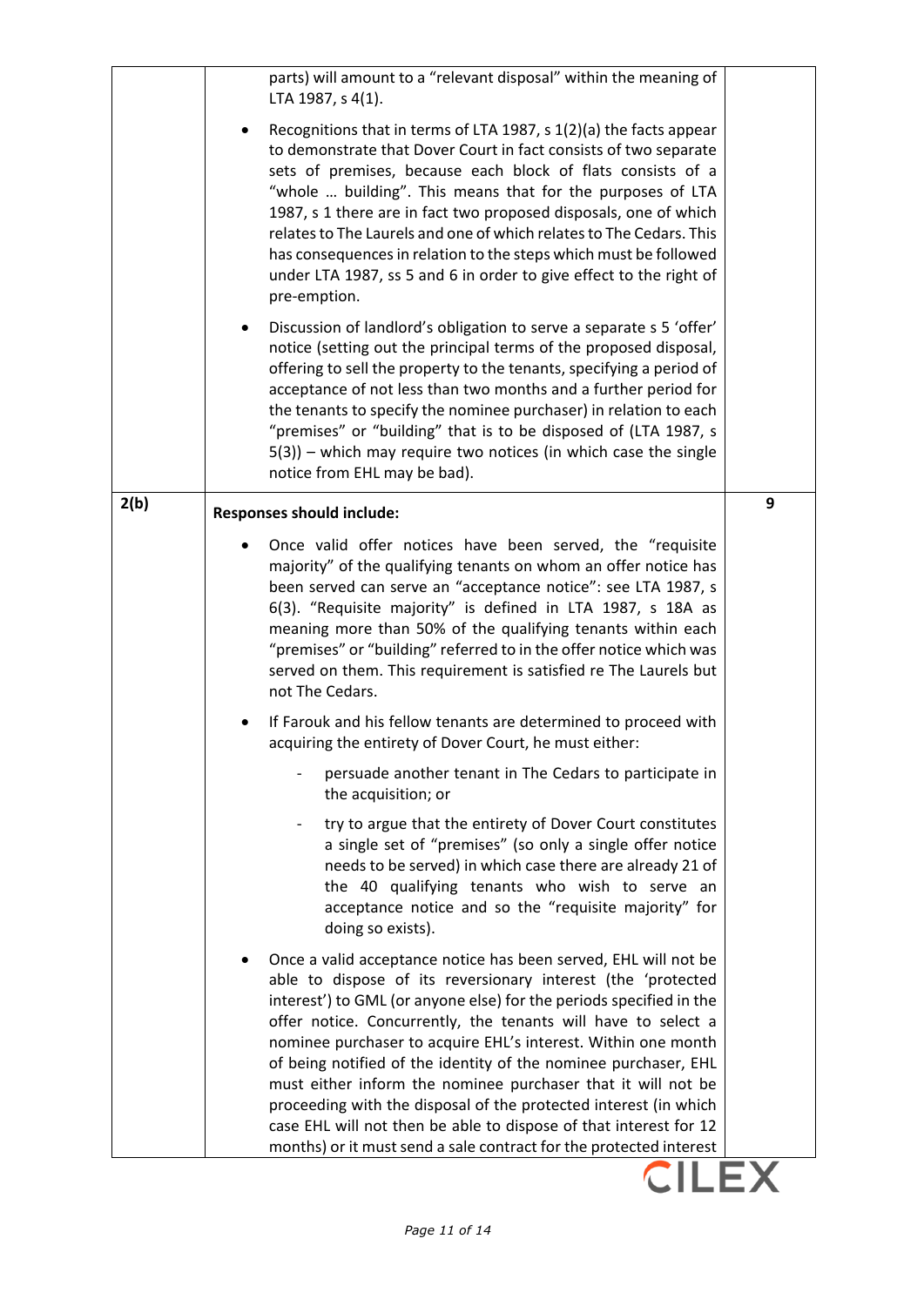| | | |
|---|---|---|
| | parts) will amount to a "relevant disposal" within the meaning of LTA 1987, s 4(1).<br><br>• Recognitions that in terms of LTA 1987, s 1(2)(a) the facts appear to demonstrate that Dover Court in fact consists of two separate sets of premises, because each block of flats consists of a "whole … building". This means that for the purposes of LTA 1987, s 1 there are in fact two proposed disposals, one of which relates to The Laurels and one of which relates to The Cedars. This has consequences in relation to the steps which must be followed under LTA 1987, ss 5 and 6 in order to give effect to the right of pre-emption.<br><br>• Discussion of landlord's obligation to serve a separate s 5 'offer' notice (setting out the principal terms of the proposed disposal, offering to sell the property to the tenants, specifying a period of acceptance of not less than two months and a further period for the tenants to specify the nominee purchaser) in relation to each "premises" or "building" that is to be disposed of (LTA 1987, s 5(3)) – which may require two notices (in which case the single notice from EHL may be bad). | |
| **2(b)** | **Responses should include:**<br><br>• Once valid offer notices have been served, the "requisite majority" of the qualifying tenants on whom an offer notice has been served can serve an "acceptance notice": see LTA 1987, s 6(3). "Requisite majority" is defined in LTA 1987, s 18A as meaning more than 50% of the qualifying tenants within each "premises" or "building" referred to in the offer notice which was served on them. This requirement is satisfied re The Laurels but not The Cedars.<br><br>• If Farouk and his fellow tenants are determined to proceed with acquiring the entirety of Dover Court, he must either:<br><br>- persuade another tenant in The Cedars to participate in the acquisition; or<br><br>- try to argue that the entirety of Dover Court constitutes a single set of "premises" (so only a single offer notice needs to be served) in which case there are already 21 of the 40 qualifying tenants who wish to serve an acceptance notice and so the "requisite majority" for doing so exists).<br><br>• Once a valid acceptance notice has been served, EHL will not be able to dispose of its reversionary interest (the 'protected interest') to GML (or anyone else) for the periods specified in the offer notice. Concurrently, the tenants will have to select a nominee purchaser to acquire EHL's interest. Within one month of being notified of the identity of the nominee purchaser, EHL must either inform the nominee purchaser that it will not be proceeding with the disposal of the protected interest (in which case EHL will not then be able to dispose of that interest for 12 months) or it must send a sale contract for the protected interest | 9 |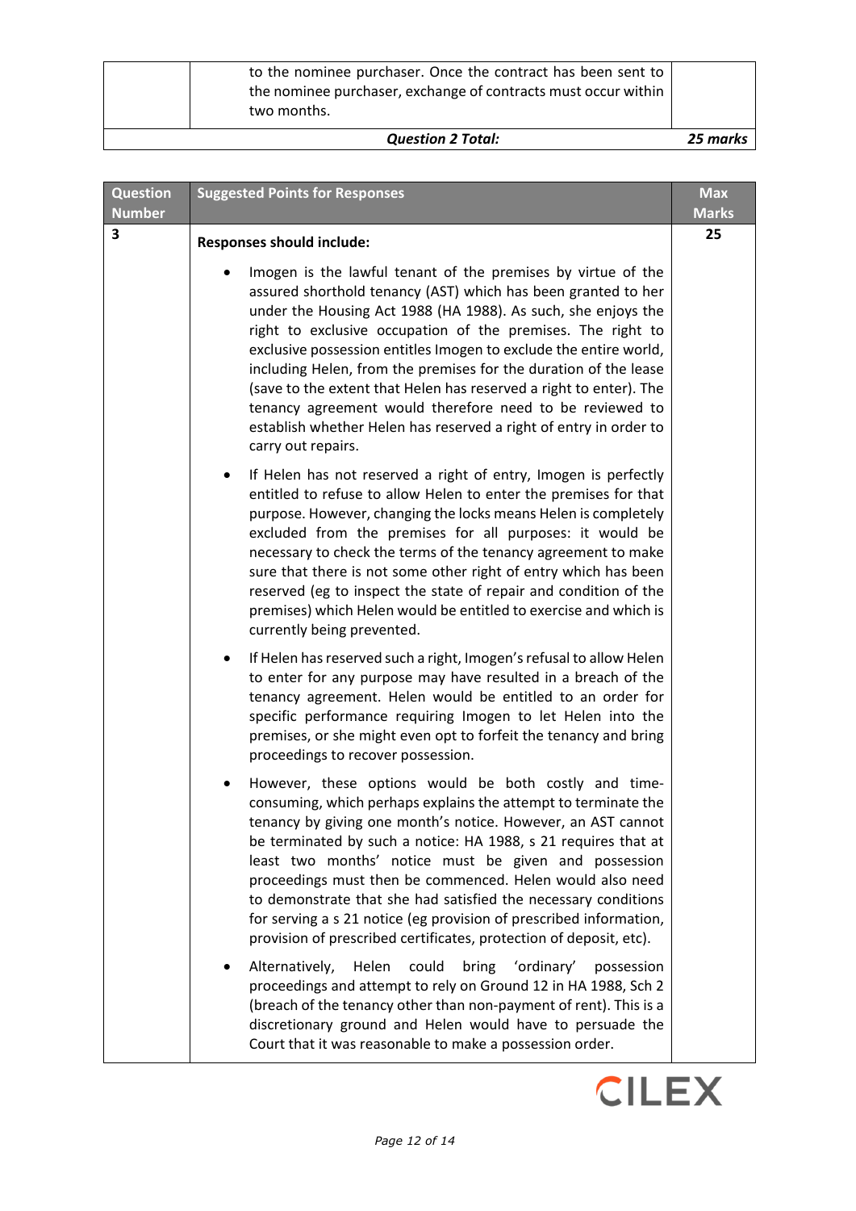| | to the nominee purchaser. Once the contract has been sent to the nominee purchaser, exchange of contracts must occur within two months. | |
|---|---|---|
| | ***Question 2 Total:*** | ***25 marks*** |

| Question Number | Suggested Points for Responses | Max Marks |
|---|---|---|
| **3** | **Responses should include:**<br><br>• Imogen is the lawful tenant of the premises by virtue of the assured shorthold tenancy (AST) which has been granted to her under the Housing Act 1988 (HA 1988). As such, she enjoys the right to exclusive occupation of the premises. The right to exclusive possession entitles Imogen to exclude the entire world, including Helen, from the premises for the duration of the lease (save to the extent that Helen has reserved a right to enter). The tenancy agreement would therefore need to be reviewed to establish whether Helen has reserved a right of entry in order to carry out repairs.<br><br>• If Helen has not reserved a right of entry, Imogen is perfectly entitled to refuse to allow Helen to enter the premises for that purpose. However, changing the locks means Helen is completely excluded from the premises for all purposes: it would be necessary to check the terms of the tenancy agreement to make sure that there is not some other right of entry which has been reserved (eg to inspect the state of repair and condition of the premises) which Helen would be entitled to exercise and which is currently being prevented.<br><br>• If Helen has reserved such a right, Imogen's refusal to allow Helen to enter for any purpose may have resulted in a breach of the tenancy agreement. Helen would be entitled to an order for specific performance requiring Imogen to let Helen into the premises, or she might even opt to forfeit the tenancy and bring proceedings to recover possession.<br><br>• However, these options would be both costly and time-consuming, which perhaps explains the attempt to terminate the tenancy by giving one month's notice. However, an AST cannot be terminated by such a notice: HA 1988, s 21 requires that at least two months' notice must be given and possession proceedings must then be commenced. Helen would also need to demonstrate that she had satisfied the necessary conditions for serving a s 21 notice (eg provision of prescribed information, provision of prescribed certificates, protection of deposit, etc).<br><br>• Alternatively, Helen could bring 'ordinary' possession proceedings and attempt to rely on Ground 12 in HA 1988, Sch 2 (breach of the tenancy other than non-payment of rent). This is a discretionary ground and Helen would have to persuade the Court that it was reasonable to make a possession order. | **25** |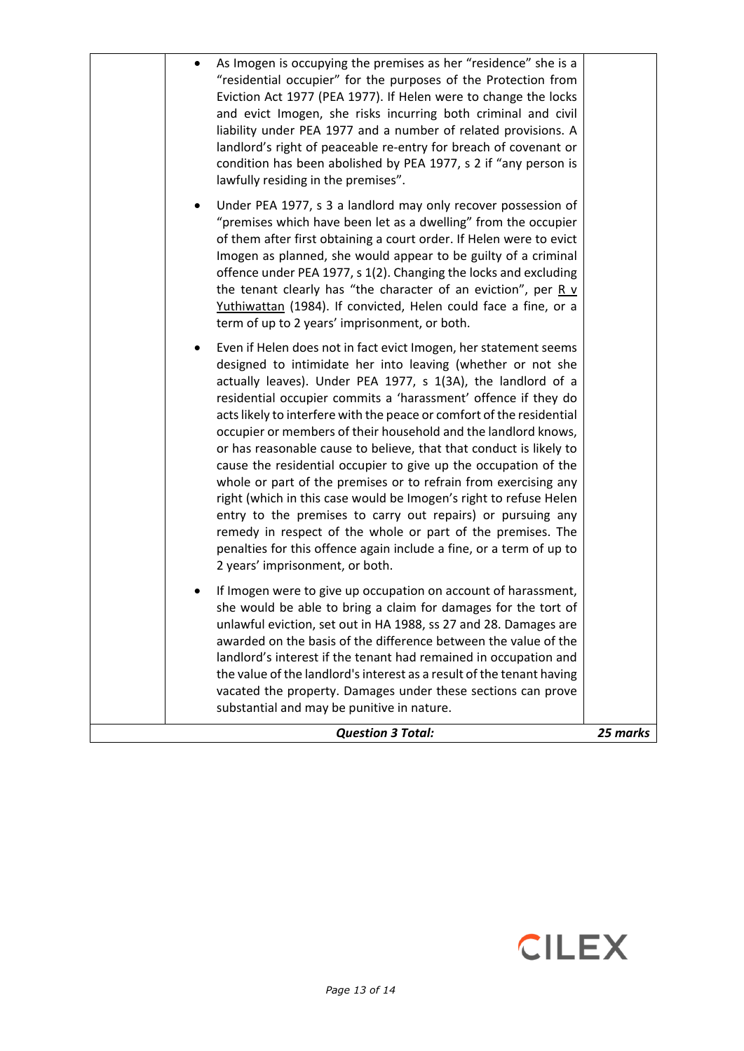| | | |
|---|---|---|
| | • As Imogen is occupying the premises as her "residence" she is a "residential occupier" for the purposes of the Protection from Eviction Act 1977 (PEA 1977). If Helen were to change the locks and evict Imogen, she risks incurring both criminal and civil liability under PEA 1977 and a number of related provisions. A landlord's right of peaceable re-entry for breach of covenant or condition has been abolished by PEA 1977, s 2 if "any person is lawfully residing in the premises".<br><br>• Under PEA 1977, s 3 a landlord may only recover possession of "premises which have been let as a dwelling" from the occupier of them after first obtaining a court order. If Helen were to evict Imogen as planned, she would appear to be guilty of a criminal offence under PEA 1977, s 1(2). Changing the locks and excluding the tenant clearly has "the character of an eviction", per R v Yuthiwattan (1984). If convicted, Helen could face a fine, or a term of up to 2 years' imprisonment, or both.<br><br>• Even if Helen does not in fact evict Imogen, her statement seems designed to intimidate her into leaving (whether or not she actually leaves). Under PEA 1977, s 1(3A), the landlord of a residential occupier commits a 'harassment' offence if they do acts likely to interfere with the peace or comfort of the residential occupier or members of their household and the landlord knows, or has reasonable cause to believe, that that conduct is likely to cause the residential occupier to give up the occupation of the whole or part of the premises or to refrain from exercising any right (which in this case would be Imogen's right to refuse Helen entry to the premises to carry out repairs) or pursuing any remedy in respect of the whole or part of the premises. The penalties for this offence again include a fine, or a term of up to 2 years' imprisonment, or both.<br><br>• If Imogen were to give up occupation on account of harassment, she would be able to bring a claim for damages for the tort of unlawful eviction, set out in HA 1988, ss 27 and 28. Damages are awarded on the basis of the difference between the value of the landlord's interest if the tenant had remained in occupation and the value of the landlord's interest as a result of the tenant having vacated the property. Damages under these sections can prove substantial and may be punitive in nature. | |
| | ***Question 3 Total:*** | ***25 marks*** |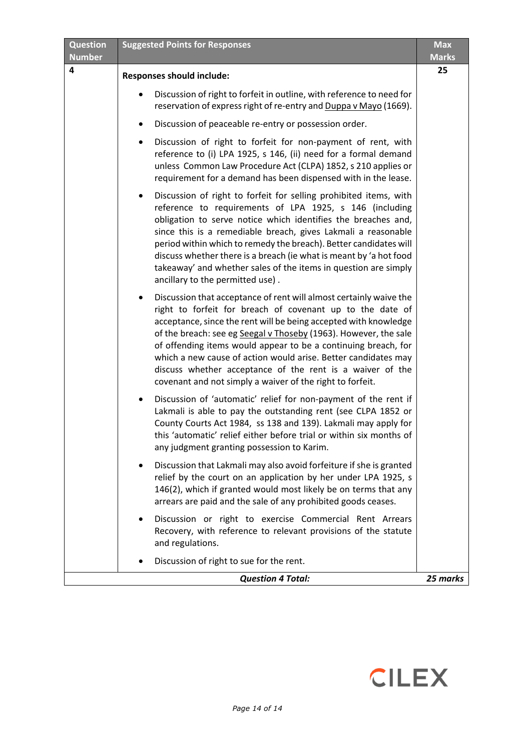| Question Number | Suggested Points for Responses | Max Marks |
|---|---|---|
| 4 | **Responses should include:**<br><br>• Discussion of right to forfeit in outline, with reference to need for reservation of express right of re-entry and Duppa v Mayo (1669).<br><br>• Discussion of peaceable re-entry or possession order.<br><br>• Discussion of right to forfeit for non-payment of rent, with reference to (i) LPA 1925, s 146, (ii) need for a formal demand unless Common Law Procedure Act (CLPA) 1852, s 210 applies or requirement for a demand has been dispensed with in the lease.<br><br>• Discussion of right to forfeit for selling prohibited items, with reference to requirements of LPA 1925, s 146 (including obligation to serve notice which identifies the breaches and, since this is a remediable breach, gives Lakmali a reasonable period within which to remedy the breach). Better candidates will discuss whether there is a breach (ie what is meant by 'a hot food takeaway' and whether sales of the items in question are simply ancillary to the permitted use) .<br><br>• Discussion that acceptance of rent will almost certainly waive the right to forfeit for breach of covenant up to the date of acceptance, since the rent will be being accepted with knowledge of the breach: see eg Seegal v Thoseby (1963). However, the sale of offending items would appear to be a continuing breach, for which a new cause of action would arise. Better candidates may discuss whether acceptance of the rent is a waiver of the covenant and not simply a waiver of the right to forfeit.<br><br>• Discussion of 'automatic' relief for non-payment of the rent if Lakmali is able to pay the outstanding rent (see CLPA 1852 or County Courts Act 1984, ss 138 and 139). Lakmali may apply for this 'automatic' relief either before trial or within six months of any judgment granting possession to Karim.<br><br>• Discussion that Lakmali may also avoid forfeiture if she is granted relief by the court on an application by her under LPA 1925, s 146(2), which if granted would most likely be on terms that any arrears are paid and the sale of any prohibited goods ceases.<br><br>• Discussion or right to exercise Commercial Rent Arrears Recovery, with reference to relevant provisions of the statute and regulations.<br><br>• Discussion of right to sue for the rent. | 25 |
| | ***Question 4 Total:*** | ***25 marks*** |